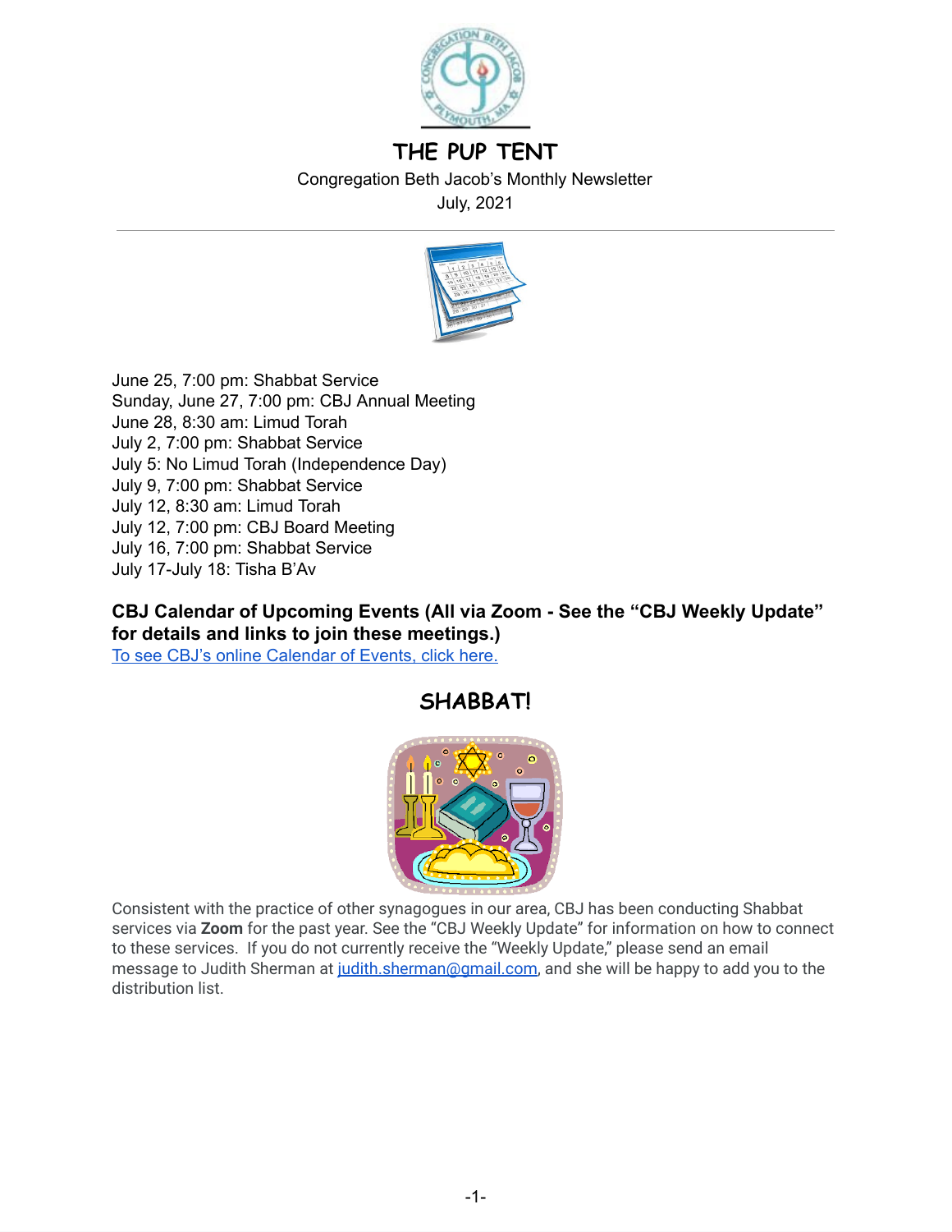# THE PUP TENT

Congregation Beth Jacob's Monthly Newsletter

July, 2021

---

June 25, 7:00 pm: Shabbat Service
Sunday, June 27, 7:00 pm: CBJ Annual Meeting
June 28, 8:30 am: Limud Torah
July 2, 7:00 pm: Shabbat Service
July 5: No Limud Torah (Independence Day)
July 9, 7:00 pm: Shabbat Service
July 12, 8:30 am: Limud Torah
July 12, 7:00 pm: CBJ Board Meeting
July 16, 7:00 pm: Shabbat Service
July 17-July 18: Tisha B'Av

**CBJ Calendar of Upcoming Events (All via Zoom - See the "CBJ Weekly Update" for details and links to join these meetings.)**

To see CBJ's online Calendar of Events, click here.

## SHABBAT!

Consistent with the practice of other synagogues in our area, CBJ has been conducting Shabbat services via **Zoom** for the past year. See the "CBJ Weekly Update" for information on how to connect to these services. If you do not currently receive the "Weekly Update," please send an email message to Judith Sherman at judith.sherman@gmail.com, and she will be happy to add you to the distribution list.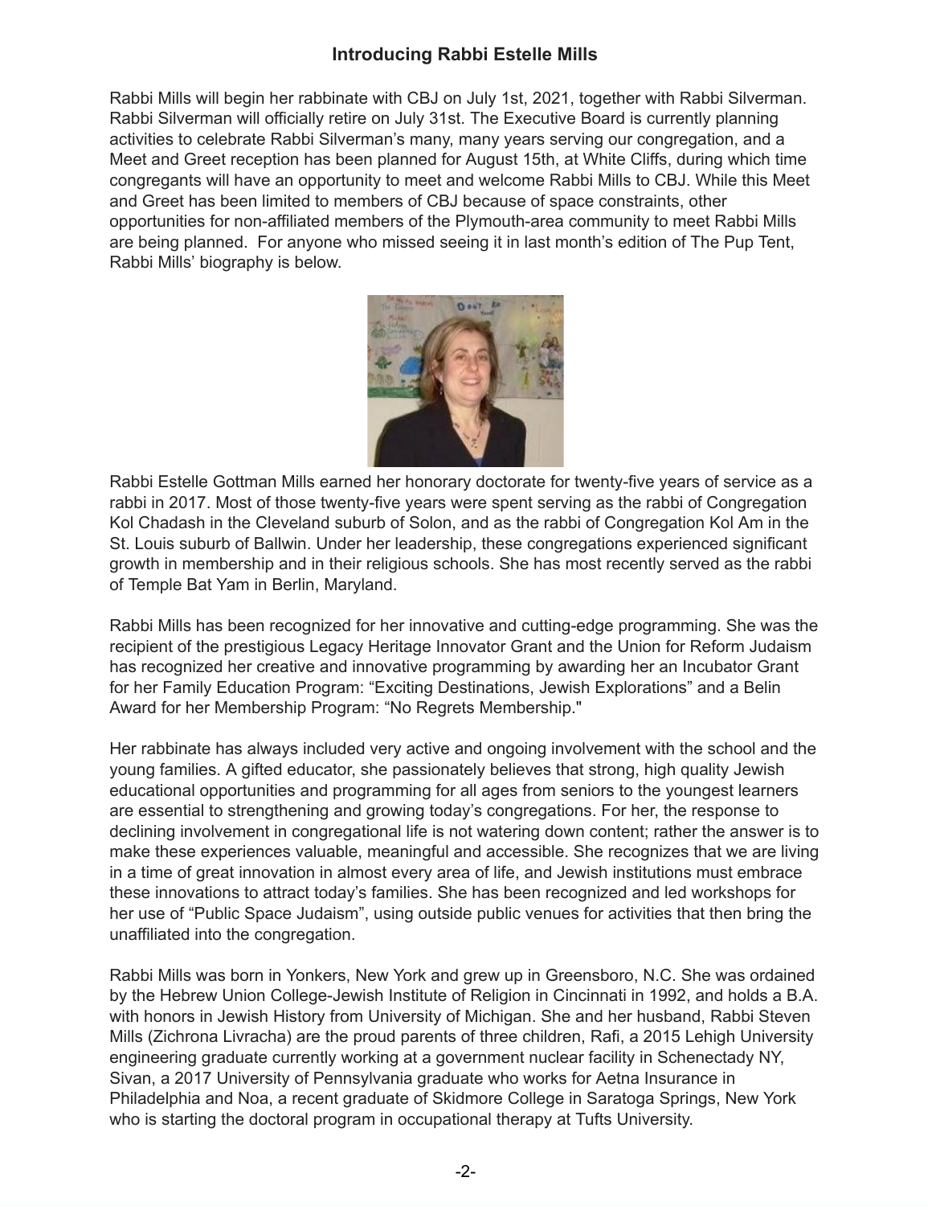## Introducing Rabbi Estelle Mills

Rabbi Mills will begin her rabbinate with CBJ on July 1st, 2021, together with Rabbi Silverman. Rabbi Silverman will officially retire on July 31st. The Executive Board is currently planning activities to celebrate Rabbi Silverman's many, many years serving our congregation, and a Meet and Greet reception has been planned for August 15th, at White Cliffs, during which time congregants will have an opportunity to meet and welcome Rabbi Mills to CBJ. While this Meet and Greet has been limited to members of CBJ because of space constraints, other opportunities for non-affiliated members of the Plymouth-area community to meet Rabbi Mills are being planned. For anyone who missed seeing it in last month's edition of The Pup Tent, Rabbi Mills' biography is below.

Rabbi Estelle Gottman Mills earned her honorary doctorate for twenty-five years of service as a rabbi in 2017. Most of those twenty-five years were spent serving as the rabbi of Congregation Kol Chadash in the Cleveland suburb of Solon, and as the rabbi of Congregation Kol Am in the St. Louis suburb of Ballwin. Under her leadership, these congregations experienced significant growth in membership and in their religious schools. She has most recently served as the rabbi of Temple Bat Yam in Berlin, Maryland.

Rabbi Mills has been recognized for her innovative and cutting-edge programming. She was the recipient of the prestigious Legacy Heritage Innovator Grant and the Union for Reform Judaism has recognized her creative and innovative programming by awarding her an Incubator Grant for her Family Education Program: "Exciting Destinations, Jewish Explorations" and a Belin Award for her Membership Program: "No Regrets Membership."

Her rabbinate has always included very active and ongoing involvement with the school and the young families. A gifted educator, she passionately believes that strong, high quality Jewish educational opportunities and programming for all ages from seniors to the youngest learners are essential to strengthening and growing today's congregations. For her, the response to declining involvement in congregational life is not watering down content; rather the answer is to make these experiences valuable, meaningful and accessible. She recognizes that we are living in a time of great innovation in almost every area of life, and Jewish institutions must embrace these innovations to attract today's families. She has been recognized and led workshops for her use of "Public Space Judaism", using outside public venues for activities that then bring the unaffiliated into the congregation.

Rabbi Mills was born in Yonkers, New York and grew up in Greensboro, N.C. She was ordained by the Hebrew Union College-Jewish Institute of Religion in Cincinnati in 1992, and holds a B.A. with honors in Jewish History from University of Michigan. She and her husband, Rabbi Steven Mills (Zichrona Livracha) are the proud parents of three children, Rafi, a 2015 Lehigh University engineering graduate currently working at a government nuclear facility in Schenectady NY, Sivan, a 2017 University of Pennsylvania graduate who works for Aetna Insurance in Philadelphia and Noa, a recent graduate of Skidmore College in Saratoga Springs, New York who is starting the doctoral program in occupational therapy at Tufts University.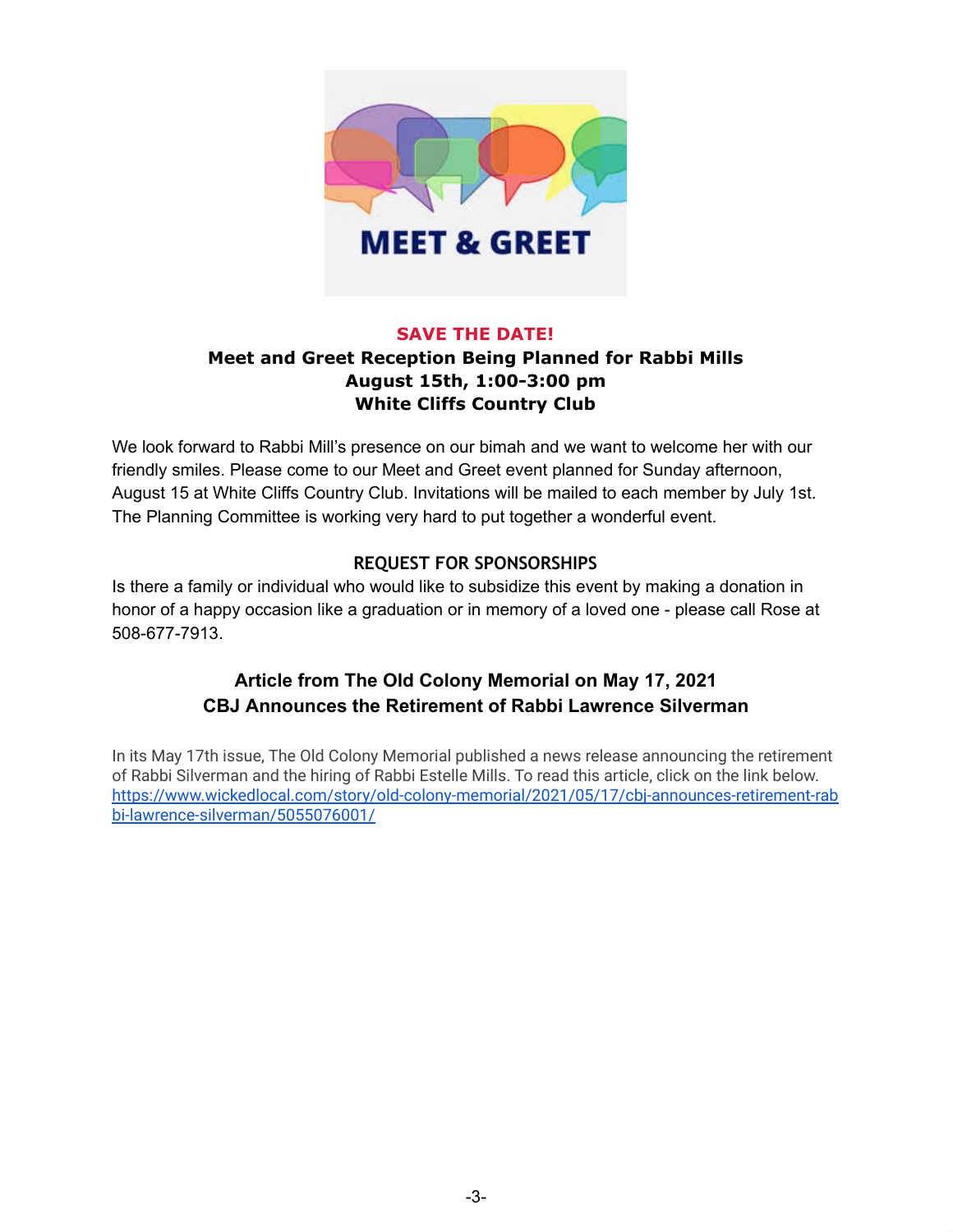**SAVE THE DATE!**

**Meet and Greet Reception Being Planned for Rabbi Mills**
**August 15th, 1:00-3:00 pm**
**White Cliffs Country Club**

We look forward to Rabbi Mill's presence on our bimah and we want to welcome her with our friendly smiles. Please come to our Meet and Greet event planned for Sunday afternoon, August 15 at White Cliffs Country Club. Invitations will be mailed to each member by July 1st. The Planning Committee is working very hard to put together a wonderful event.

**REQUEST FOR SPONSORSHIPS**

Is there a family or individual who would like to subsidize this event by making a donation in honor of a happy occasion like a graduation or in memory of a loved one - please call Rose at 508-677-7913.

## Article from The Old Colony Memorial on May 17, 2021
## CBJ Announces the Retirement of Rabbi Lawrence Silverman

In its May 17th issue, The Old Colony Memorial published a news release announcing the retirement of Rabbi Silverman and the hiring of Rabbi Estelle Mills. To read this article, click on the link below.
https://www.wickedlocal.com/story/old-colony-memorial/2021/05/17/cbj-announces-retirement-rabbi-lawrence-silverman/5055076001/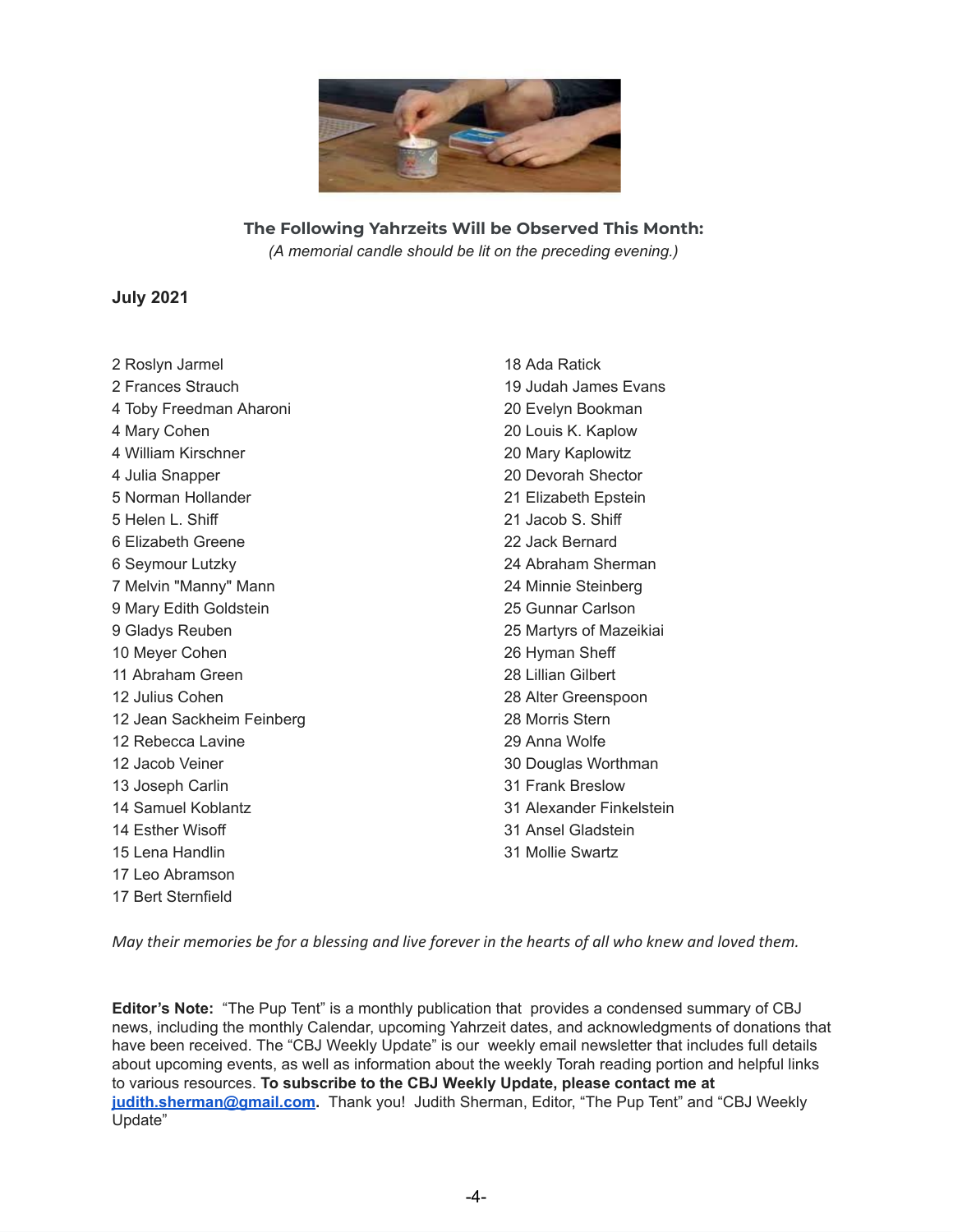### The Following Yahrzeits Will be Observed This Month:

*(A memorial candle should be lit on the preceding evening.)*

**July 2021**

2 Roslyn Jarmel
2 Frances Strauch
4 Toby Freedman Aharoni
4 Mary Cohen
4 William Kirschner
4 Julia Snapper
5 Norman Hollander
5 Helen L. Shiff
6 Elizabeth Greene
6 Seymour Lutzky
7 Melvin "Manny" Mann
9 Mary Edith Goldstein
9 Gladys Reuben
10 Meyer Cohen
11 Abraham Green
12 Julius Cohen
12 Jean Sackheim Feinberg
12 Rebecca Lavine
12 Jacob Veiner
13 Joseph Carlin
14 Samuel Koblantz
14 Esther Wisoff
15 Lena Handlin
17 Leo Abramson
17 Bert Sternfield
18 Ada Ratick
19 Judah James Evans
20 Evelyn Bookman
20 Louis K. Kaplow
20 Mary Kaplowitz
20 Devorah Shector
21 Elizabeth Epstein
21 Jacob S. Shiff
22 Jack Bernard
24 Abraham Sherman
24 Minnie Steinberg
25 Gunnar Carlson
25 Martyrs of Mazeikiai
26 Hyman Sheff
28 Lillian Gilbert
28 Alter Greenspoon
28 Morris Stern
29 Anna Wolfe
30 Douglas Worthman
31 Frank Breslow
31 Alexander Finkelstein
31 Ansel Gladstein
31 Mollie Swartz

*May their memories be for a blessing and live forever in the hearts of all who knew and loved them.*

**Editor's Note:** "The Pup Tent" is a monthly publication that provides a condensed summary of CBJ news, including the monthly Calendar, upcoming Yahrzeit dates, and acknowledgments of donations that have been received. The "CBJ Weekly Update" is our weekly email newsletter that includes full details about upcoming events, as well as information about the weekly Torah reading portion and helpful links to various resources. **To subscribe to the CBJ Weekly Update, please contact me at [judith.sherman@gmail.com](mailto:judith.sherman@gmail.com).** Thank you! Judith Sherman, Editor, "The Pup Tent" and "CBJ Weekly Update"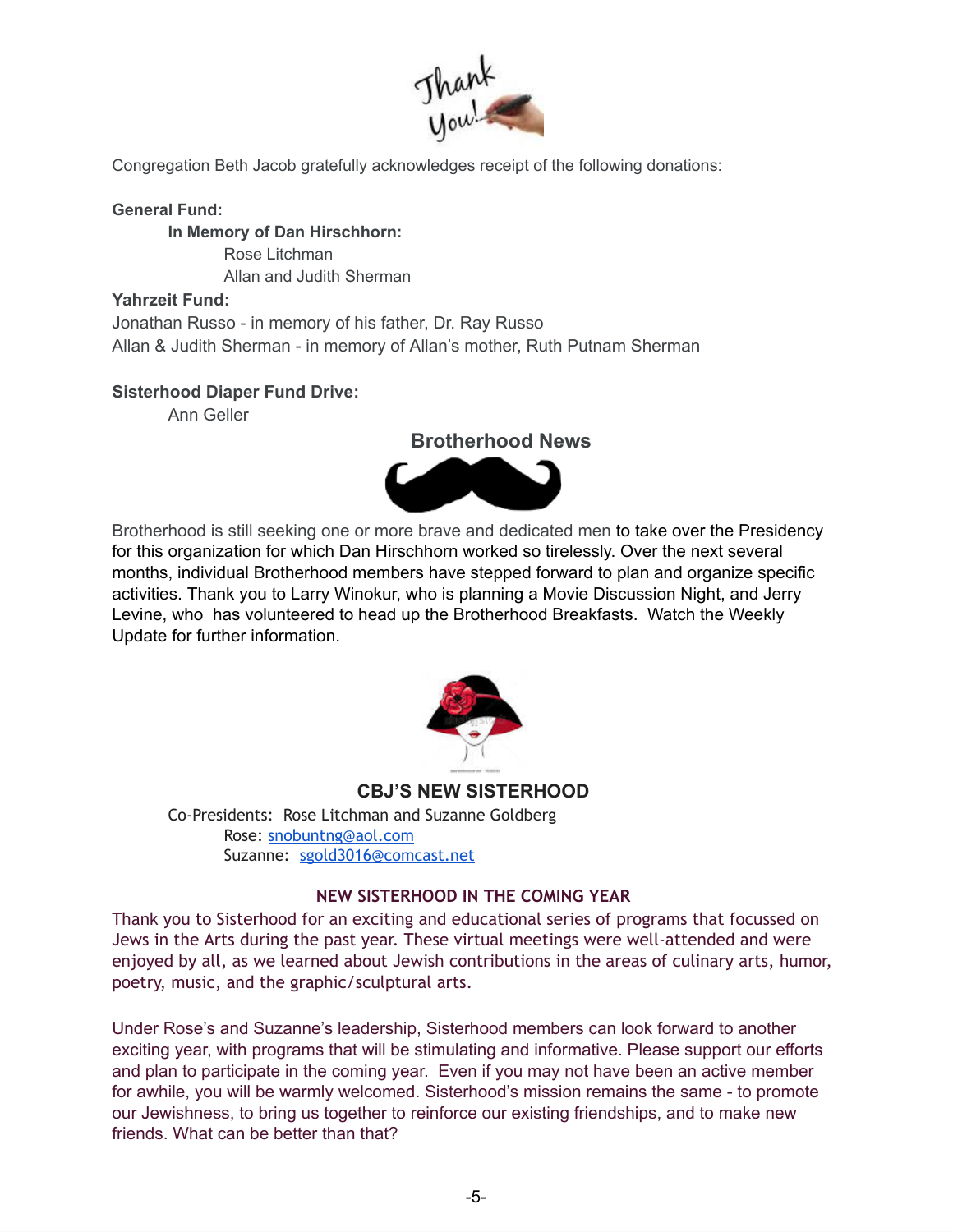Congregation Beth Jacob gratefully acknowledges receipt of the following donations:

**General Fund:**

**In Memory of Dan Hirschhorn:**

Rose Litchman
Allan and Judith Sherman

**Yahrzeit Fund:**

Jonathan Russo - in memory of his father, Dr. Ray Russo
Allan & Judith Sherman - in memory of Allan's mother, Ruth Putnam Sherman

**Sisterhood Diaper Fund Drive:**

Ann Geller

## Brotherhood News

Brotherhood is still seeking one or more brave and dedicated men to take over the Presidency for this organization for which Dan Hirschhorn worked so tirelessly. Over the next several months, individual Brotherhood members have stepped forward to plan and organize specific activities. Thank you to Larry Winokur, who is planning a Movie Discussion Night, and Jerry Levine, who has volunteered to head up the Brotherhood Breakfasts. Watch the Weekly Update for further information.

## CBJ'S NEW SISTERHOOD

Co-Presidents: Rose Litchman and Suzanne Goldberg

Rose: snobuntng@aol.com
Suzanne: sgold3016@comcast.net

### NEW SISTERHOOD IN THE COMING YEAR

Thank you to Sisterhood for an exciting and educational series of programs that focussed on Jews in the Arts during the past year. These virtual meetings were well-attended and were enjoyed by all, as we learned about Jewish contributions in the areas of culinary arts, humor, poetry, music, and the graphic/sculptural arts.

Under Rose's and Suzanne's leadership, Sisterhood members can look forward to another exciting year, with programs that will be stimulating and informative. Please support our efforts and plan to participate in the coming year. Even if you may not have been an active member for awhile, you will be warmly welcomed. Sisterhood's mission remains the same - to promote our Jewishness, to bring us together to reinforce our existing friendships, and to make new friends. What can be better than that?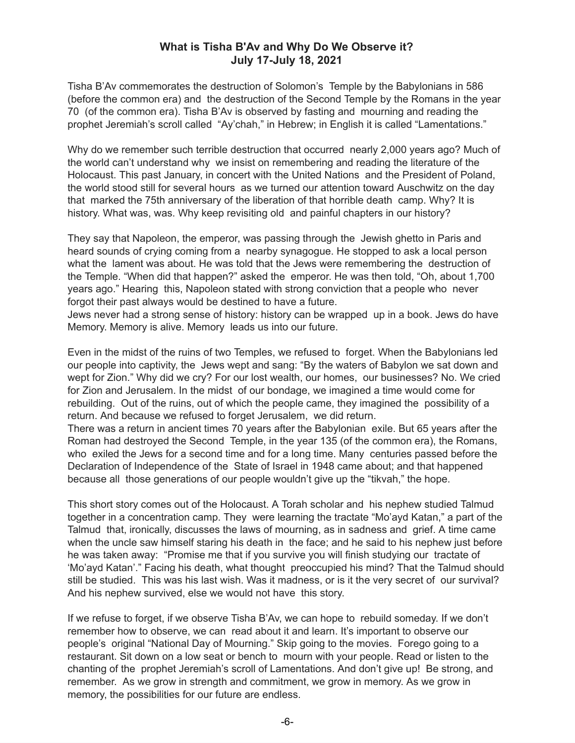# What is Tisha B'Av and Why Do We Observe it?
## July 17-July 18, 2021

Tisha B'Av commemorates the destruction of Solomon's Temple by the Babylonians in 586 (before the common era) and the destruction of the Second Temple by the Romans in the year 70 (of the common era). Tisha B'Av is observed by fasting and mourning and reading the prophet Jeremiah's scroll called "Ay'chah," in Hebrew; in English it is called "Lamentations."

Why do we remember such terrible destruction that occurred nearly 2,000 years ago? Much of the world can't understand why we insist on remembering and reading the literature of the Holocaust. This past January, in concert with the United Nations and the President of Poland, the world stood still for several hours as we turned our attention toward Auschwitz on the day that marked the 75th anniversary of the liberation of that horrible death camp. Why? It is history. What was, was. Why keep revisiting old and painful chapters in our history?

They say that Napoleon, the emperor, was passing through the Jewish ghetto in Paris and heard sounds of crying coming from a nearby synagogue. He stopped to ask a local person what the lament was about. He was told that the Jews were remembering the destruction of the Temple. "When did that happen?" asked the emperor. He was then told, "Oh, about 1,700 years ago." Hearing this, Napoleon stated with strong conviction that a people who never forgot their past always would be destined to have a future.

Jews never had a strong sense of history: history can be wrapped up in a book. Jews do have Memory. Memory is alive. Memory leads us into our future.

Even in the midst of the ruins of two Temples, we refused to forget. When the Babylonians led our people into captivity, the Jews wept and sang: "By the waters of Babylon we sat down and wept for Zion." Why did we cry? For our lost wealth, our homes, our businesses? No. We cried for Zion and Jerusalem. In the midst of our bondage, we imagined a time would come for rebuilding. Out of the ruins, out of which the people came, they imagined the possibility of a return. And because we refused to forget Jerusalem, we did return.

There was a return in ancient times 70 years after the Babylonian exile. But 65 years after the Roman had destroyed the Second Temple, in the year 135 (of the common era), the Romans, who exiled the Jews for a second time and for a long time. Many centuries passed before the Declaration of Independence of the State of Israel in 1948 came about; and that happened because all those generations of our people wouldn't give up the "tikvah," the hope.

This short story comes out of the Holocaust. A Torah scholar and his nephew studied Talmud together in a concentration camp. They were learning the tractate "Mo'ayd Katan," a part of the Talmud that, ironically, discusses the laws of mourning, as in sadness and grief. A time came when the uncle saw himself staring his death in the face; and he said to his nephew just before he was taken away: "Promise me that if you survive you will finish studying our tractate of 'Mo'ayd Katan'." Facing his death, what thought preoccupied his mind? That the Talmud should still be studied. This was his last wish. Was it madness, or is it the very secret of our survival? And his nephew survived, else we would not have this story.

If we refuse to forget, if we observe Tisha B'Av, we can hope to rebuild someday. If we don't remember how to observe, we can read about it and learn. It's important to observe our people's original "National Day of Mourning." Skip going to the movies. Forego going to a restaurant. Sit down on a low seat or bench to mourn with your people. Read or listen to the chanting of the prophet Jeremiah's scroll of Lamentations. And don't give up! Be strong, and remember. As we grow in strength and commitment, we grow in memory. As we grow in memory, the possibilities for our future are endless.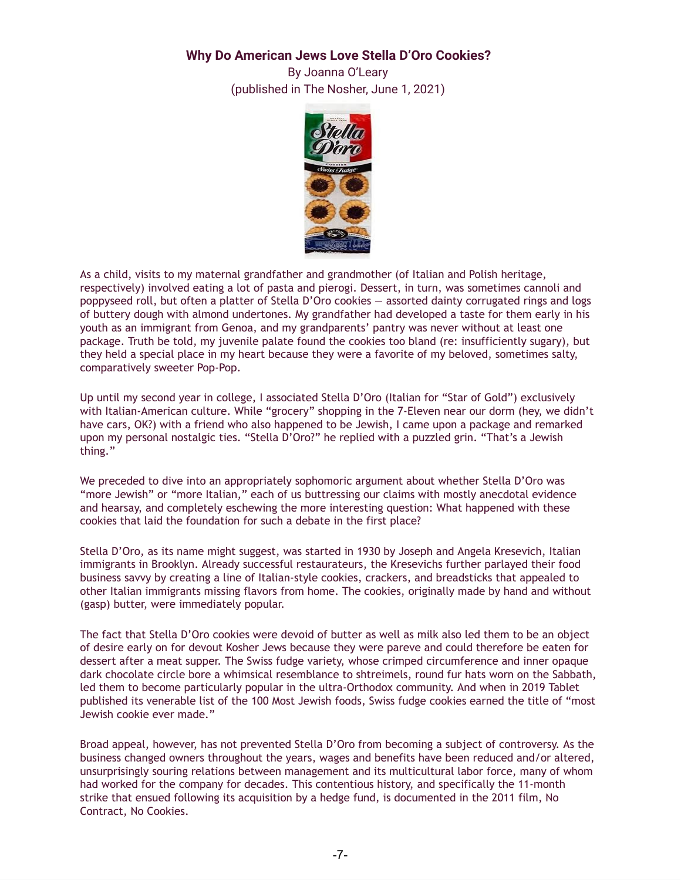## Why Do American Jews Love Stella D'Oro Cookies?

By Joanna O'Leary
(published in The Nosher, June 1, 2021)

As a child, visits to my maternal grandfather and grandmother (of Italian and Polish heritage, respectively) involved eating a lot of pasta and pierogi. Dessert, in turn, was sometimes cannoli and poppyseed roll, but often a platter of Stella D'Oro cookies — assorted dainty corrugated rings and logs of buttery dough with almond undertones. My grandfather had developed a taste for them early in his youth as an immigrant from Genoa, and my grandparents' pantry was never without at least one package. Truth be told, my juvenile palate found the cookies too bland (re: insufficiently sugary), but they held a special place in my heart because they were a favorite of my beloved, sometimes salty, comparatively sweeter Pop-Pop.

Up until my second year in college, I associated Stella D'Oro (Italian for "Star of Gold") exclusively with Italian-American culture. While "grocery" shopping in the 7-Eleven near our dorm (hey, we didn't have cars, OK?) with a friend who also happened to be Jewish, I came upon a package and remarked upon my personal nostalgic ties. "Stella D'Oro?" he replied with a puzzled grin. "That's a Jewish thing."

We preceded to dive into an appropriately sophomoric argument about whether Stella D'Oro was "more Jewish" or "more Italian," each of us buttressing our claims with mostly anecdotal evidence and hearsay, and completely eschewing the more interesting question: What happened with these cookies that laid the foundation for such a debate in the first place?

Stella D'Oro, as its name might suggest, was started in 1930 by Joseph and Angela Kresevich, Italian immigrants in Brooklyn. Already successful restaurateurs, the Kresevichs further parlayed their food business savvy by creating a line of Italian-style cookies, crackers, and breadsticks that appealed to other Italian immigrants missing flavors from home. The cookies, originally made by hand and without (gasp) butter, were immediately popular.

The fact that Stella D'Oro cookies were devoid of butter as well as milk also led them to be an object of desire early on for devout Kosher Jews because they were pareve and could therefore be eaten for dessert after a meat supper. The Swiss fudge variety, whose crimped circumference and inner opaque dark chocolate circle bore a whimsical resemblance to shtreimels, round fur hats worn on the Sabbath, led them to become particularly popular in the ultra-Orthodox community. And when in 2019 Tablet published its venerable list of the 100 Most Jewish foods, Swiss fudge cookies earned the title of "most Jewish cookie ever made."

Broad appeal, however, has not prevented Stella D'Oro from becoming a subject of controversy. As the business changed owners throughout the years, wages and benefits have been reduced and/or altered, unsurprisingly souring relations between management and its multicultural labor force, many of whom had worked for the company for decades. This contentious history, and specifically the 11-month strike that ensued following its acquisition by a hedge fund, is documented in the 2011 film, No Contract, No Cookies.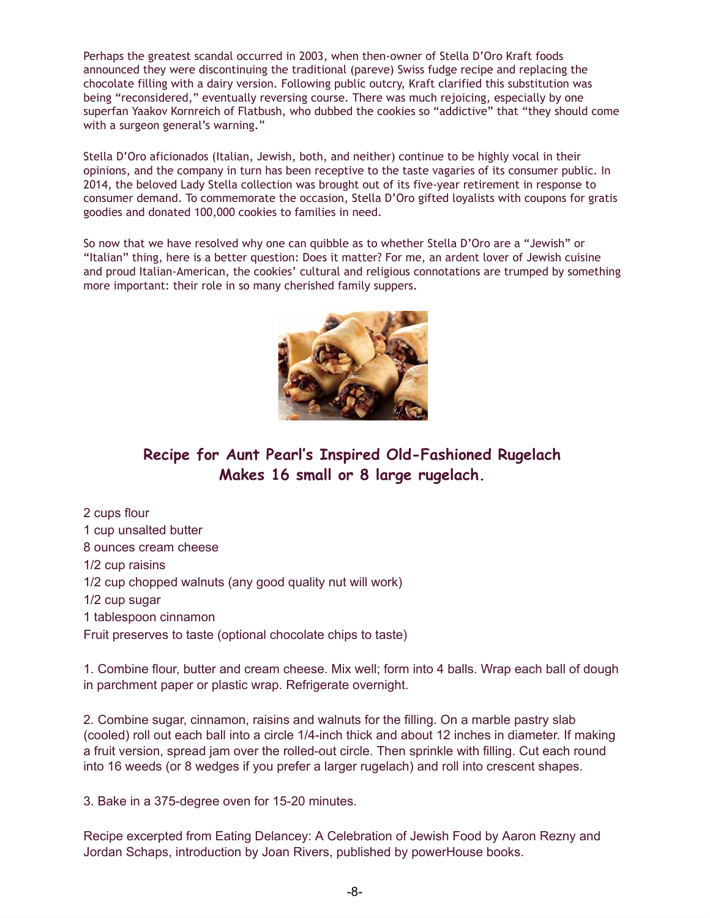Perhaps the greatest scandal occurred in 2003, when then-owner of Stella D'Oro Kraft foods announced they were discontinuing the traditional (pareve) Swiss fudge recipe and replacing the chocolate filling with a dairy version. Following public outcry, Kraft clarified this substitution was being "reconsidered," eventually reversing course. There was much rejoicing, especially by one superfan Yaakov Kornreich of Flatbush, who dubbed the cookies so "addictive" that "they should come with a surgeon general's warning."

Stella D'Oro aficionados (Italian, Jewish, both, and neither) continue to be highly vocal in their opinions, and the company in turn has been receptive to the taste vagaries of its consumer public. In 2014, the beloved Lady Stella collection was brought out of its five-year retirement in response to consumer demand. To commemorate the occasion, Stella D'Oro gifted loyalists with coupons for gratis goodies and donated 100,000 cookies to families in need.

So now that we have resolved why one can quibble as to whether Stella D'Oro are a "Jewish" or "Italian" thing, here is a better question: Does it matter? For me, an ardent lover of Jewish cuisine and proud Italian-American, the cookies' cultural and religious connotations are trumped by something more important: their role in so many cherished family suppers.

## Recipe for Aunt Pearl's Inspired Old-Fashioned Rugelach
## Makes 16 small or 8 large rugelach.

2 cups flour
1 cup unsalted butter
8 ounces cream cheese
1/2 cup raisins
1/2 cup chopped walnuts (any good quality nut will work)
1/2 cup sugar
1 tablespoon cinnamon
Fruit preserves to taste (optional chocolate chips to taste)

1. Combine flour, butter and cream cheese. Mix well; form into 4 balls. Wrap each ball of dough in parchment paper or plastic wrap. Refrigerate overnight.

2. Combine sugar, cinnamon, raisins and walnuts for the filling. On a marble pastry slab (cooled) roll out each ball into a circle 1/4-inch thick and about 12 inches in diameter. If making a fruit version, spread jam over the rolled-out circle. Then sprinkle with filling. Cut each round into 16 weeds (or 8 wedges if you prefer a larger rugelach) and roll into crescent shapes.

3. Bake in a 375-degree oven for 15-20 minutes.

Recipe excerpted from Eating Delancey: A Celebration of Jewish Food by Aaron Rezny and Jordan Schaps, introduction by Joan Rivers, published by powerHouse books.